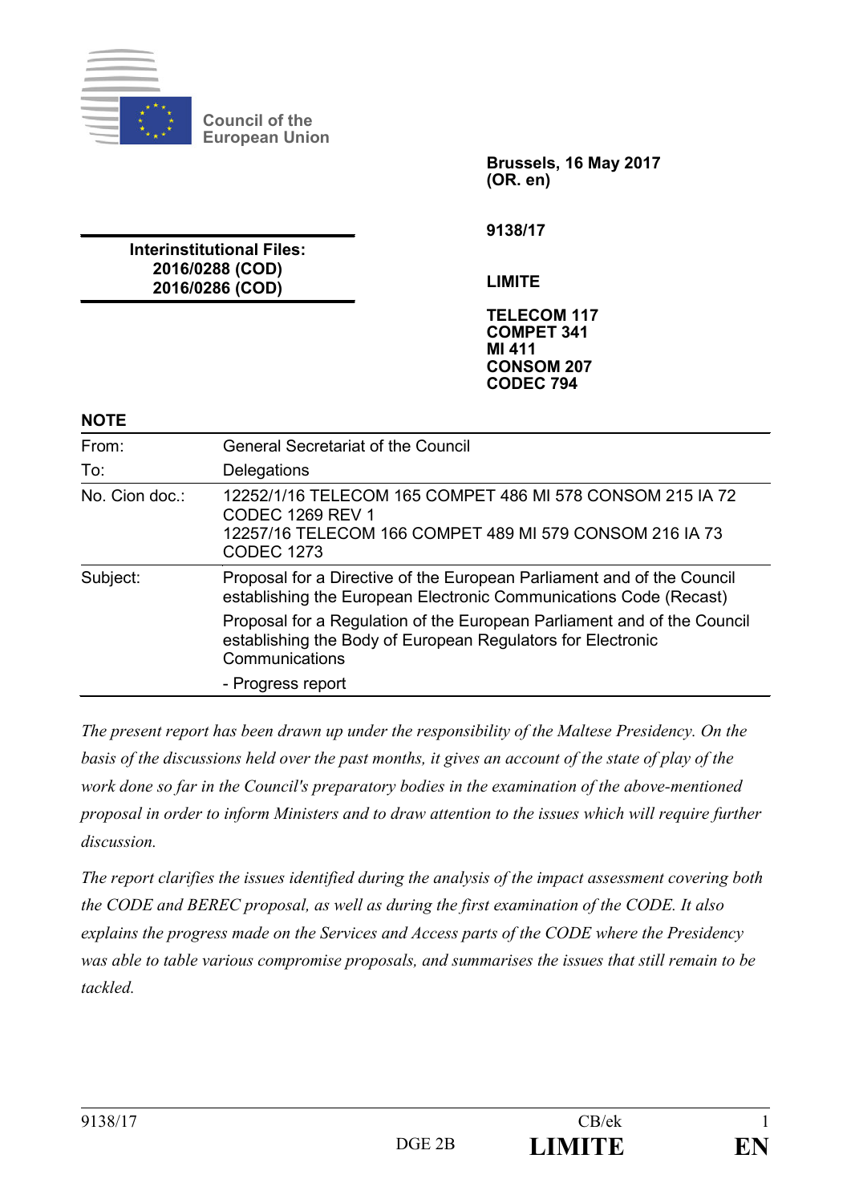Council of the European Union

**Brussels, 16 May 2017**
**(OR. en)**

**9138/17**

**Interinstitutional Files:**
**2016/0288 (COD)**
**2016/0286 (COD)**

**LIMITE**

**TELECOM 117**
**COMPET 341**
**MI 411**
**CONSOM 207**
**CODEC 794**

**NOTE**

| | |
|---|---|
| From: | General Secretariat of the Council |
| To: | Delegations |
| No. Cion doc.: | 12252/1/16 TELECOM 165 COMPET 486 MI 578 CONSOM 215 IA 72 CODEC 1269 REV 1<br>12257/16 TELECOM 166 COMPET 489 MI 579 CONSOM 216 IA 73 CODEC 1273 |
| Subject: | Proposal for a Directive of the European Parliament and of the Council establishing the European Electronic Communications Code (Recast)<br>Proposal for a Regulation of the European Parliament and of the Council establishing the Body of European Regulators for Electronic Communications<br>- Progress report |

*The present report has been drawn up under the responsibility of the Maltese Presidency. On the basis of the discussions held over the past months, it gives an account of the state of play of the work done so far in the Council's preparatory bodies in the examination of the above-mentioned proposal in order to inform Ministers and to draw attention to the issues which will require further discussion.*

*The report clarifies the issues identified during the analysis of the impact assessment covering both the CODE and BEREC proposal, as well as during the first examination of the CODE. It also explains the progress made on the Services and Access parts of the CODE where the Presidency was able to table various compromise proposals, and summarises the issues that still remain to be tackled.*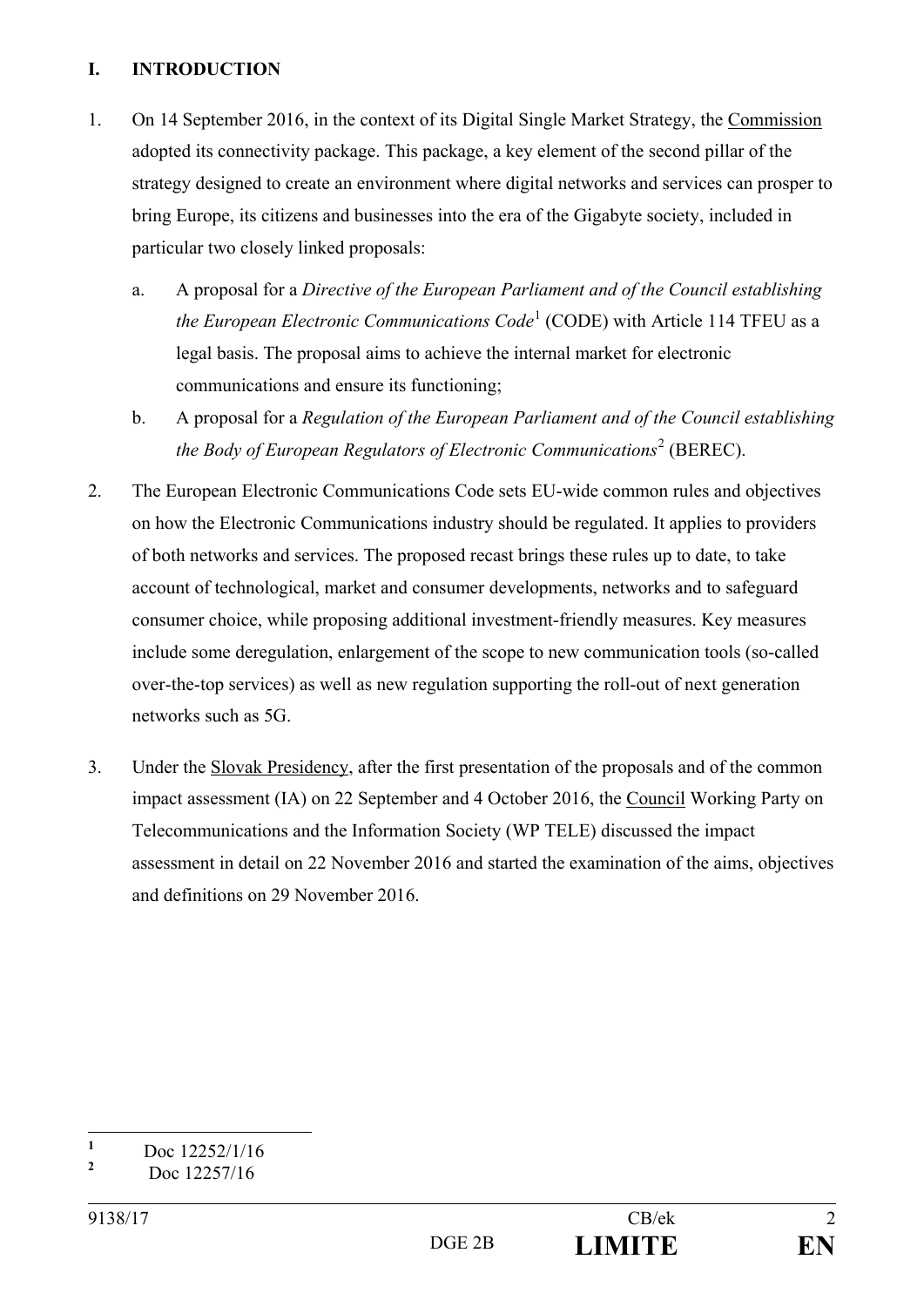## I. INTRODUCTION

1. On 14 September 2016, in the context of its Digital Single Market Strategy, the Commission adopted its connectivity package. This package, a key element of the second pillar of the strategy designed to create an environment where digital networks and services can prosper to bring Europe, its citizens and businesses into the era of the Gigabyte society, included in particular two closely linked proposals:

   a. A proposal for a *Directive of the European Parliament and of the Council establishing the European Electronic Communications Code*[1] (CODE) with Article 114 TFEU as a legal basis. The proposal aims to achieve the internal market for electronic communications and ensure its functioning;

   b. A proposal for a *Regulation of the European Parliament and of the Council establishing the Body of European Regulators of Electronic Communications*[2] (BEREC).

2. The European Electronic Communications Code sets EU-wide common rules and objectives on how the Electronic Communications industry should be regulated. It applies to providers of both networks and services. The proposed recast brings these rules up to date, to take account of technological, market and consumer developments, networks and to safeguard consumer choice, while proposing additional investment-friendly measures. Key measures include some deregulation, enlargement of the scope to new communication tools (so-called over-the-top services) as well as new regulation supporting the roll-out of next generation networks such as 5G.

3. Under the Slovak Presidency, after the first presentation of the proposals and of the common impact assessment (IA) on 22 September and 4 October 2016, the Council Working Party on Telecommunications and the Information Society (WP TELE) discussed the impact assessment in detail on 22 November 2016 and started the examination of the aims, objectives and definitions on 29 November 2016.

---

[1] Doc 12252/1/16

[2] Doc 12257/16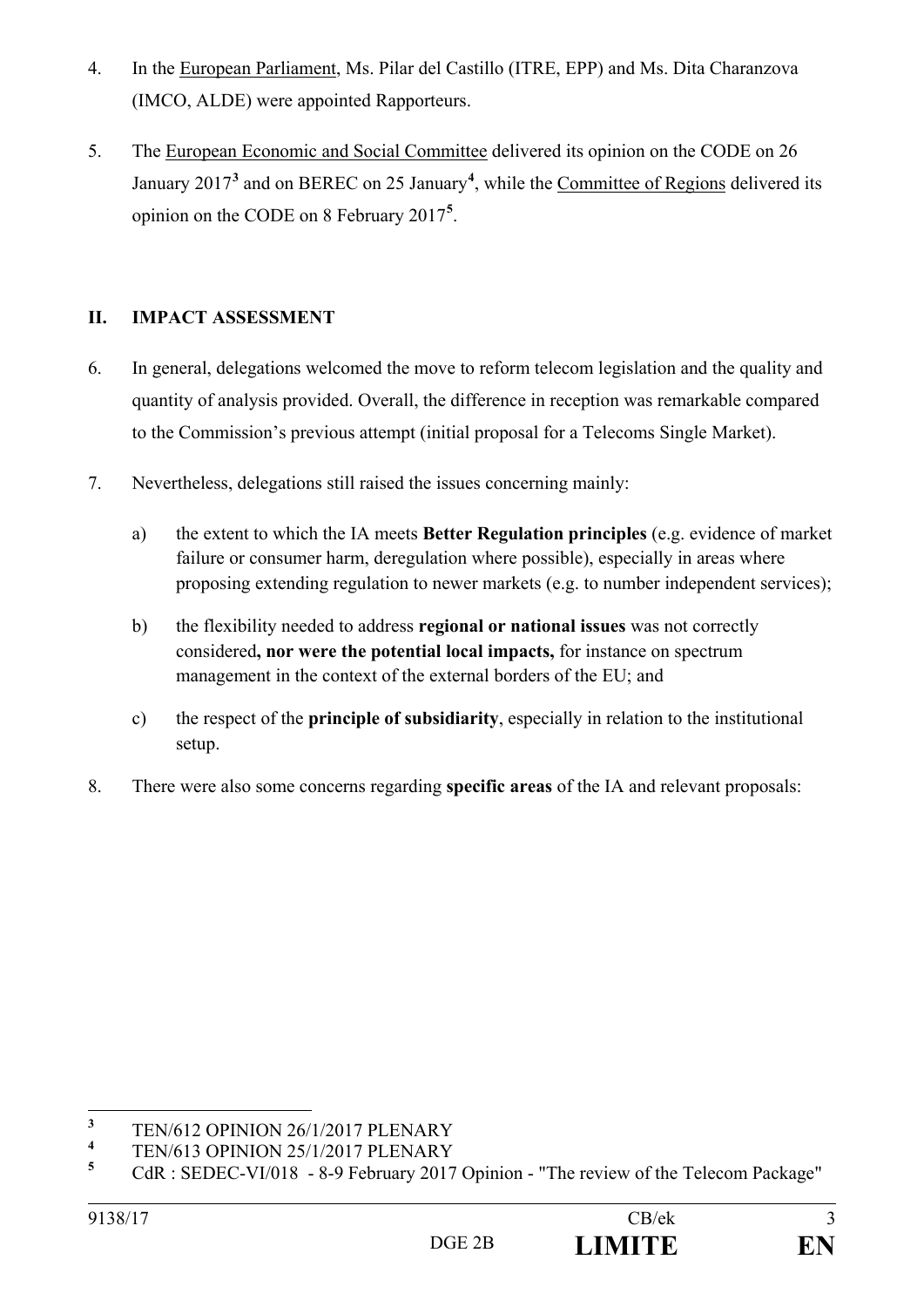4. In the European Parliament, Ms. Pilar del Castillo (ITRE, EPP) and Ms. Dita Charanzova (IMCO, ALDE) were appointed Rapporteurs.

5. The European Economic and Social Committee delivered its opinion on the CODE on 26 January 2017[3] and on BEREC on 25 January[4], while the Committee of Regions delivered its opinion on the CODE on 8 February 2017[5].

## II. IMPACT ASSESSMENT

6. In general, delegations welcomed the move to reform telecom legislation and the quality and quantity of analysis provided. Overall, the difference in reception was remarkable compared to the Commission's previous attempt (initial proposal for a Telecoms Single Market).

7. Nevertheless, delegations still raised the issues concerning mainly:

   a) the extent to which the IA meets **Better Regulation principles** (e.g. evidence of market failure or consumer harm, deregulation where possible), especially in areas where proposing extending regulation to newer markets (e.g. to number independent services);

   b) the flexibility needed to address **regional or national issues** was not correctly considered**, nor were the potential local impacts,** for instance on spectrum management in the context of the external borders of the EU; and

   c) the respect of the **principle of subsidiarity**, especially in relation to the institutional setup.

8. There were also some concerns regarding **specific areas** of the IA and relevant proposals:

---

[3] TEN/612 OPINION 26/1/2017 PLENARY

[4] TEN/613 OPINION 25/1/2017 PLENARY

[5] CdR : SEDEC-VI/018 - 8-9 February 2017 Opinion - "The review of the Telecom Package"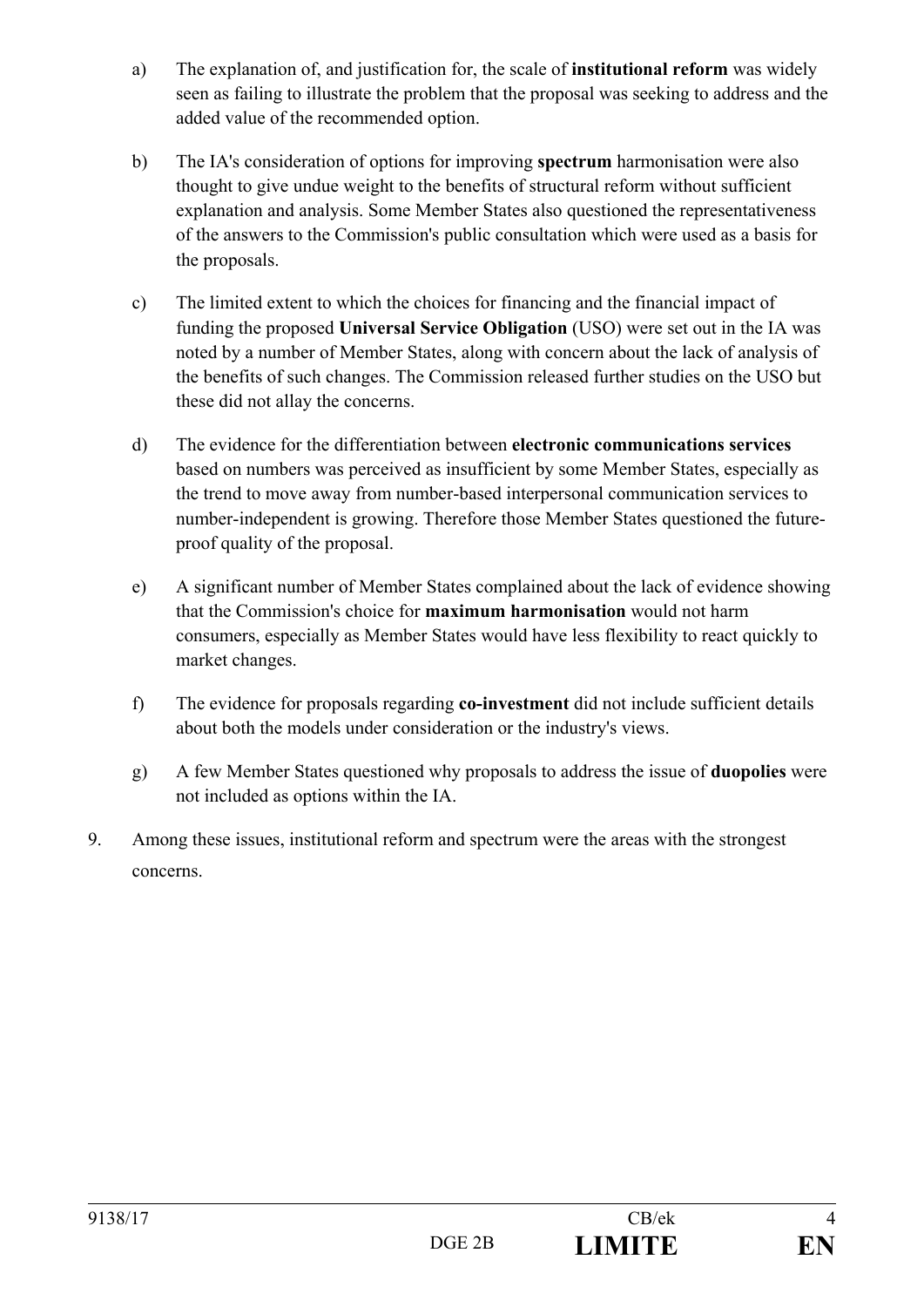a) The explanation of, and justification for, the scale of **institutional reform** was widely seen as failing to illustrate the problem that the proposal was seeking to address and the added value of the recommended option.

b) The IA's consideration of options for improving **spectrum** harmonisation were also thought to give undue weight to the benefits of structural reform without sufficient explanation and analysis. Some Member States also questioned the representativeness of the answers to the Commission's public consultation which were used as a basis for the proposals.

c) The limited extent to which the choices for financing and the financial impact of funding the proposed **Universal Service Obligation** (USO) were set out in the IA was noted by a number of Member States, along with concern about the lack of analysis of the benefits of such changes. The Commission released further studies on the USO but these did not allay the concerns.

d) The evidence for the differentiation between **electronic communications services** based on numbers was perceived as insufficient by some Member States, especially as the trend to move away from number-based interpersonal communication services to number-independent is growing. Therefore those Member States questioned the future-proof quality of the proposal.

e) A significant number of Member States complained about the lack of evidence showing that the Commission's choice for **maximum harmonisation** would not harm consumers, especially as Member States would have less flexibility to react quickly to market changes.

f) The evidence for proposals regarding **co-investment** did not include sufficient details about both the models under consideration or the industry's views.

g) A few Member States questioned why proposals to address the issue of **duopolies** were not included as options within the IA.

9. Among these issues, institutional reform and spectrum were the areas with the strongest concerns.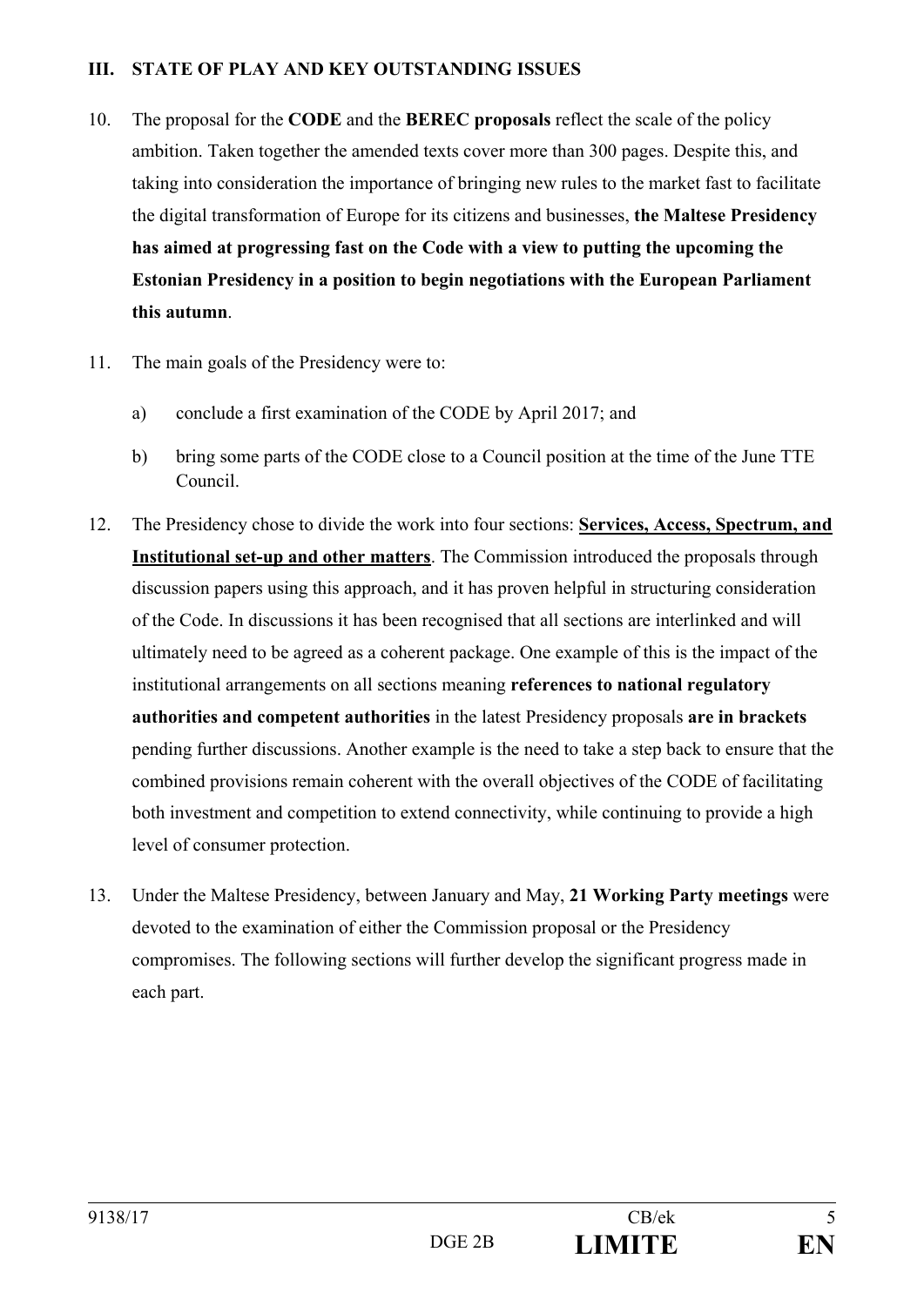## III. STATE OF PLAY AND KEY OUTSTANDING ISSUES

10. The proposal for the **CODE** and the **BEREC proposals** reflect the scale of the policy ambition. Taken together the amended texts cover more than 300 pages. Despite this, and taking into consideration the importance of bringing new rules to the market fast to facilitate the digital transformation of Europe for its citizens and businesses, **the Maltese Presidency has aimed at progressing fast on the Code with a view to putting the upcoming the Estonian Presidency in a position to begin negotiations with the European Parliament this autumn**.

11. The main goals of the Presidency were to:

    a) conclude a first examination of the CODE by April 2017; and

    b) bring some parts of the CODE close to a Council position at the time of the June TTE Council.

12. The Presidency chose to divide the work into four sections: **Services, Access, Spectrum, and Institutional set-up and other matters**. The Commission introduced the proposals through discussion papers using this approach, and it has proven helpful in structuring consideration of the Code. In discussions it has been recognised that all sections are interlinked and will ultimately need to be agreed as a coherent package. One example of this is the impact of the institutional arrangements on all sections meaning **references to national regulatory authorities and competent authorities** in the latest Presidency proposals **are in brackets** pending further discussions. Another example is the need to take a step back to ensure that the combined provisions remain coherent with the overall objectives of the CODE of facilitating both investment and competition to extend connectivity, while continuing to provide a high level of consumer protection.

13. Under the Maltese Presidency, between January and May, **21 Working Party meetings** were devoted to the examination of either the Commission proposal or the Presidency compromises. The following sections will further develop the significant progress made in each part.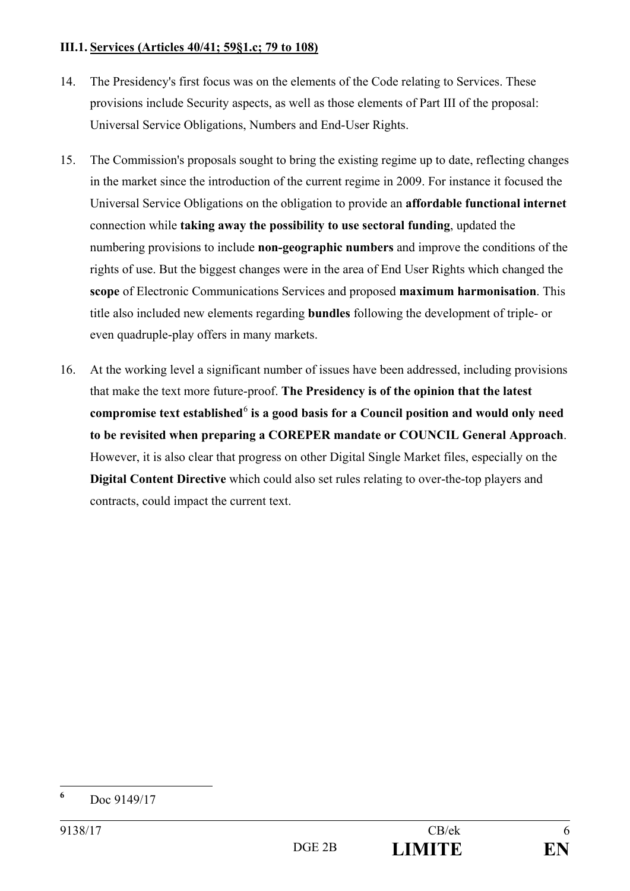### III.1. Services (Articles 40/41; 59§1.c; 79 to 108)

14. The Presidency's first focus was on the elements of the Code relating to Services. These provisions include Security aspects, as well as those elements of Part III of the proposal: Universal Service Obligations, Numbers and End-User Rights.

15. The Commission's proposals sought to bring the existing regime up to date, reflecting changes in the market since the introduction of the current regime in 2009. For instance it focused the Universal Service Obligations on the obligation to provide an **affordable functional internet** connection while **taking away the possibility to use sectoral funding**, updated the numbering provisions to include **non-geographic numbers** and improve the conditions of the rights of use. But the biggest changes were in the area of End User Rights which changed the **scope** of Electronic Communications Services and proposed **maximum harmonisation**. This title also included new elements regarding **bundles** following the development of triple- or even quadruple-play offers in many markets.

16. At the working level a significant number of issues have been addressed, including provisions that make the text more future-proof. **The Presidency is of the opinion that the latest compromise text established**[6] **is a good basis for a Council position and would only need to be revisited when preparing a COREPER mandate or COUNCIL General Approach**. However, it is also clear that progress on other Digital Single Market files, especially on the **Digital Content Directive** which could also set rules relating to over-the-top players and contracts, could impact the current text.

---

[6] Doc 9149/17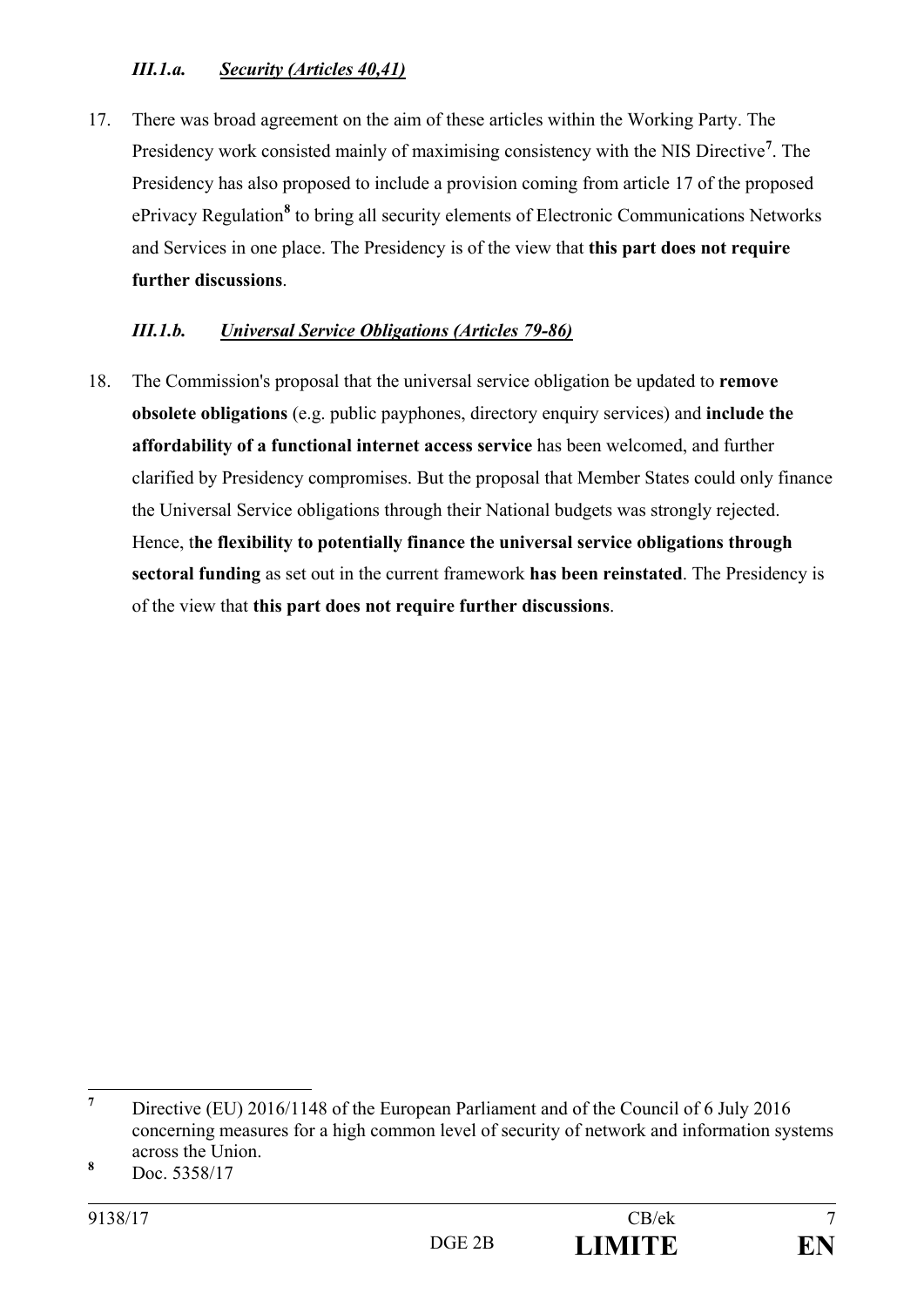### *III.1.a. Security (Articles 40,41)*

17. There was broad agreement on the aim of these articles within the Working Party. The Presidency work consisted mainly of maximising consistency with the NIS Directive[7]. The Presidency has also proposed to include a provision coming from article 17 of the proposed ePrivacy Regulation[8] to bring all security elements of Electronic Communications Networks and Services in one place. The Presidency is of the view that **this part does not require further discussions**.

### *III.1.b. Universal Service Obligations (Articles 79-86)*

18. The Commission's proposal that the universal service obligation be updated to **remove obsolete obligations** (e.g. public payphones, directory enquiry services) and **include the affordability of a functional internet access service** has been welcomed, and further clarified by Presidency compromises. But the proposal that Member States could only finance the Universal Service obligations through their National budgets was strongly rejected. Hence, t**he flexibility to potentially finance the universal service obligations through sectoral funding** as set out in the current framework **has been reinstated**. The Presidency is of the view that **this part does not require further discussions**.

---

[7] Directive (EU) 2016/1148 of the European Parliament and of the Council of 6 July 2016 concerning measures for a high common level of security of network and information systems across the Union.

[8] Doc. 5358/17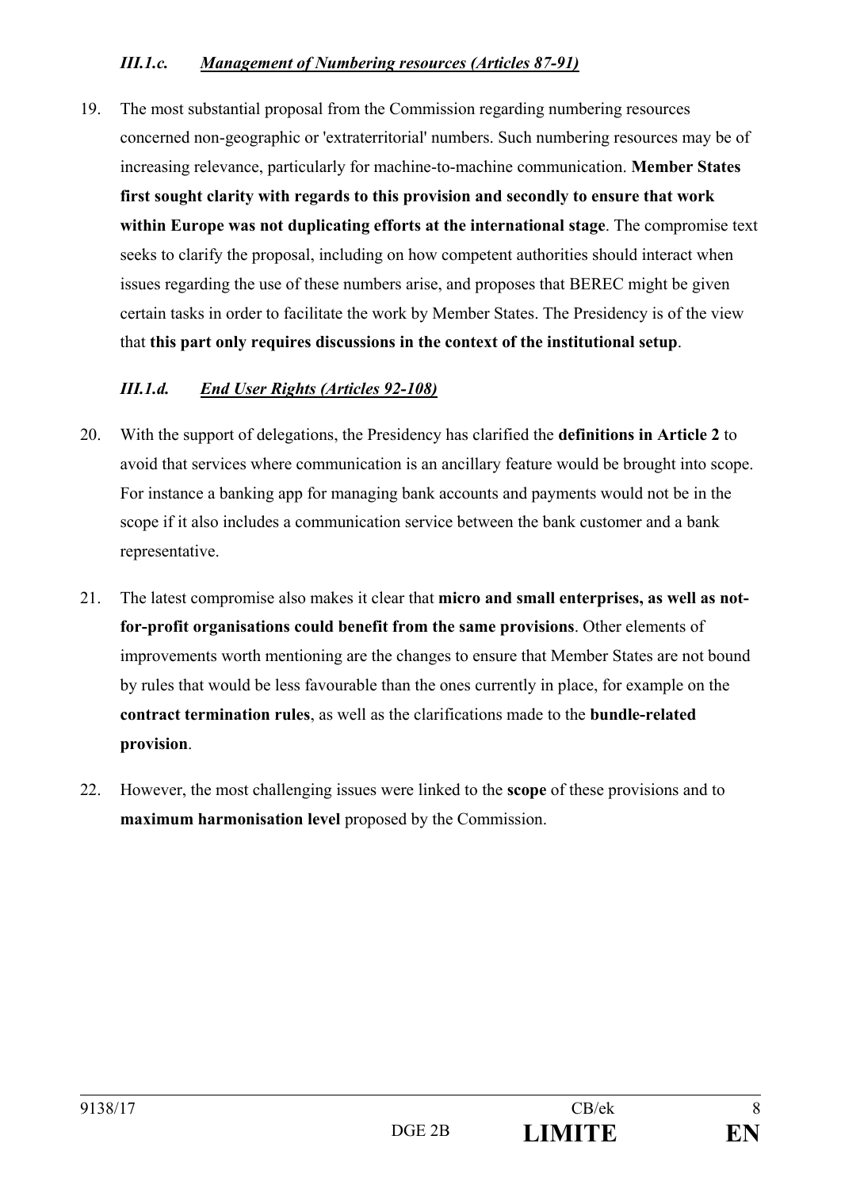### *III.1.c. Management of Numbering resources (Articles 87-91)*

19. The most substantial proposal from the Commission regarding numbering resources concerned non-geographic or 'extraterritorial' numbers. Such numbering resources may be of increasing relevance, particularly for machine-to-machine communication. **Member States first sought clarity with regards to this provision and secondly to ensure that work within Europe was not duplicating efforts at the international stage**. The compromise text seeks to clarify the proposal, including on how competent authorities should interact when issues regarding the use of these numbers arise, and proposes that BEREC might be given certain tasks in order to facilitate the work by Member States. The Presidency is of the view that **this part only requires discussions in the context of the institutional setup**.

### *III.1.d. End User Rights (Articles 92-108)*

20. With the support of delegations, the Presidency has clarified the **definitions in Article 2** to avoid that services where communication is an ancillary feature would be brought into scope. For instance a banking app for managing bank accounts and payments would not be in the scope if it also includes a communication service between the bank customer and a bank representative.

21. The latest compromise also makes it clear that **micro and small enterprises, as well as not-for-profit organisations could benefit from the same provisions**. Other elements of improvements worth mentioning are the changes to ensure that Member States are not bound by rules that would be less favourable than the ones currently in place, for example on the **contract termination rules**, as well as the clarifications made to the **bundle-related provision**.

22. However, the most challenging issues were linked to the **scope** of these provisions and to **maximum harmonisation level** proposed by the Commission.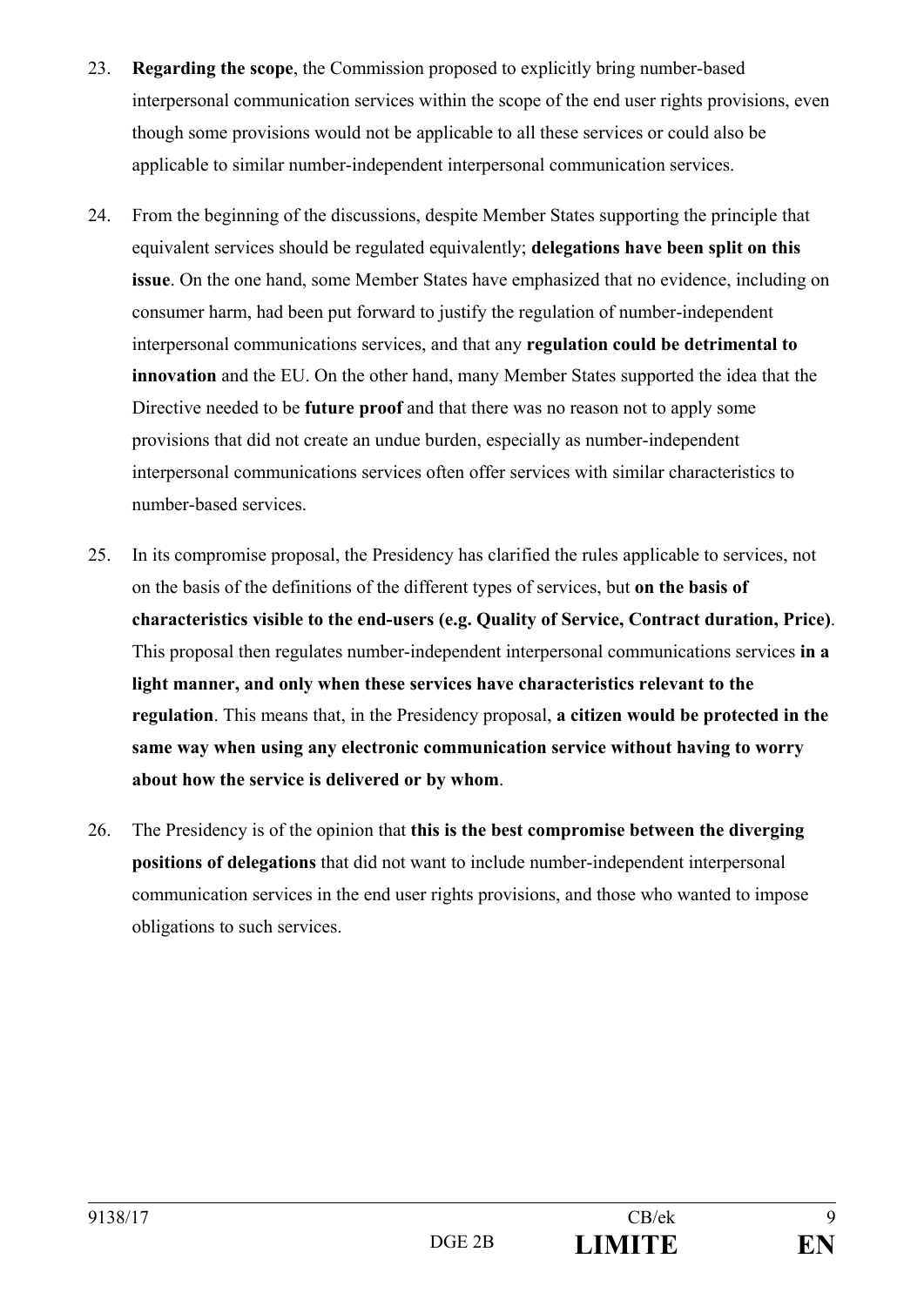23. **Regarding the scope**, the Commission proposed to explicitly bring number-based interpersonal communication services within the scope of the end user rights provisions, even though some provisions would not be applicable to all these services or could also be applicable to similar number-independent interpersonal communication services.

24. From the beginning of the discussions, despite Member States supporting the principle that equivalent services should be regulated equivalently; **delegations have been split on this issue**. On the one hand, some Member States have emphasized that no evidence, including on consumer harm, had been put forward to justify the regulation of number-independent interpersonal communications services, and that any **regulation could be detrimental to innovation** and the EU. On the other hand, many Member States supported the idea that the Directive needed to be **future proof** and that there was no reason not to apply some provisions that did not create an undue burden, especially as number-independent interpersonal communications services often offer services with similar characteristics to number-based services.

25. In its compromise proposal, the Presidency has clarified the rules applicable to services, not on the basis of the definitions of the different types of services, but **on the basis of characteristics visible to the end-users (e.g. Quality of Service, Contract duration, Price)**. This proposal then regulates number-independent interpersonal communications services **in a light manner, and only when these services have characteristics relevant to the regulation**. This means that, in the Presidency proposal, **a citizen would be protected in the same way when using any electronic communication service without having to worry about how the service is delivered or by whom**.

26. The Presidency is of the opinion that **this is the best compromise between the diverging positions of delegations** that did not want to include number-independent interpersonal communication services in the end user rights provisions, and those who wanted to impose obligations to such services.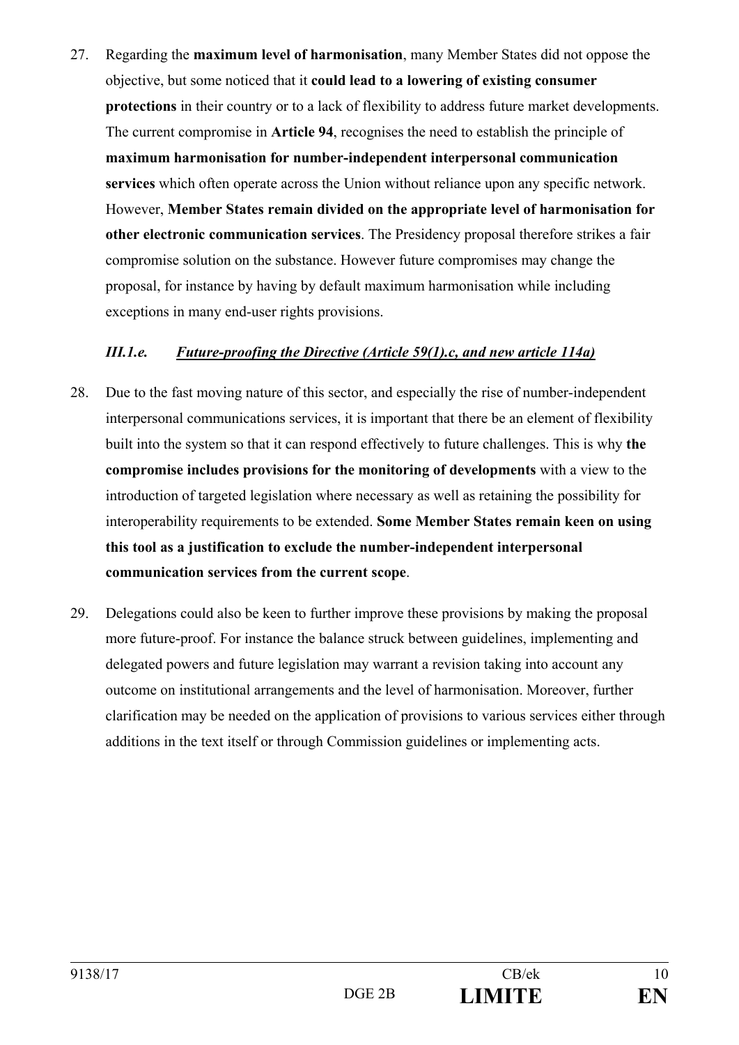27. Regarding the **maximum level of harmonisation**, many Member States did not oppose the objective, but some noticed that it **could lead to a lowering of existing consumer protections** in their country or to a lack of flexibility to address future market developments. The current compromise in **Article 94**, recognises the need to establish the principle of **maximum harmonisation for number-independent interpersonal communication services** which often operate across the Union without reliance upon any specific network. However, **Member States remain divided on the appropriate level of harmonisation for other electronic communication services**. The Presidency proposal therefore strikes a fair compromise solution on the substance. However future compromises may change the proposal, for instance by having by default maximum harmonisation while including exceptions in many end-user rights provisions.

### *III.1.e. Future-proofing the Directive (Article 59(1).c, and new article 114a)*

28. Due to the fast moving nature of this sector, and especially the rise of number-independent interpersonal communications services, it is important that there be an element of flexibility built into the system so that it can respond effectively to future challenges. This is why **the compromise includes provisions for the monitoring of developments** with a view to the introduction of targeted legislation where necessary as well as retaining the possibility for interoperability requirements to be extended. **Some Member States remain keen on using this tool as a justification to exclude the number-independent interpersonal communication services from the current scope**.

29. Delegations could also be keen to further improve these provisions by making the proposal more future-proof. For instance the balance struck between guidelines, implementing and delegated powers and future legislation may warrant a revision taking into account any outcome on institutional arrangements and the level of harmonisation. Moreover, further clarification may be needed on the application of provisions to various services either through additions in the text itself or through Commission guidelines or implementing acts.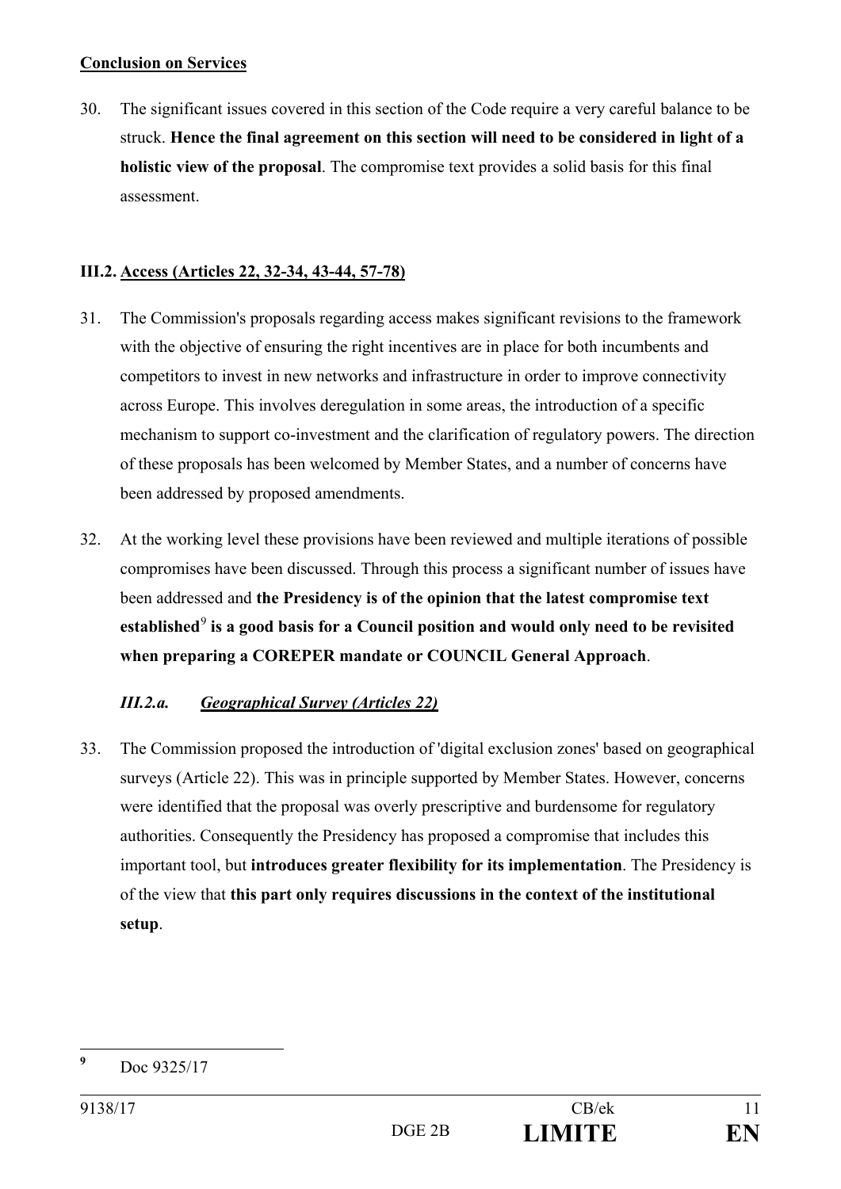**Conclusion on Services**

30. The significant issues covered in this section of the Code require a very careful balance to be struck. **Hence the final agreement on this section will need to be considered in light of a holistic view of the proposal**. The compromise text provides a solid basis for this final assessment.

## III.2. Access (Articles 22, 32-34, 43-44, 57-78)

31. The Commission's proposals regarding access makes significant revisions to the framework with the objective of ensuring the right incentives are in place for both incumbents and competitors to invest in new networks and infrastructure in order to improve connectivity across Europe. This involves deregulation in some areas, the introduction of a specific mechanism to support co-investment and the clarification of regulatory powers. The direction of these proposals has been welcomed by Member States, and a number of concerns have been addressed by proposed amendments.

32. At the working level these provisions have been reviewed and multiple iterations of possible compromises have been discussed. Through this process a significant number of issues have been addressed and **the Presidency is of the opinion that the latest compromise text established**[9] **is a good basis for a Council position and would only need to be revisited when preparing a COREPER mandate or COUNCIL General Approach**.

### *III.2.a. Geographical Survey (Articles 22)*

33. The Commission proposed the introduction of 'digital exclusion zones' based on geographical surveys (Article 22). This was in principle supported by Member States. However, concerns were identified that the proposal was overly prescriptive and burdensome for regulatory authorities. Consequently the Presidency has proposed a compromise that includes this important tool, but **introduces greater flexibility for its implementation**. The Presidency is of the view that **this part only requires discussions in the context of the institutional setup**.

---

[9] Doc 9325/17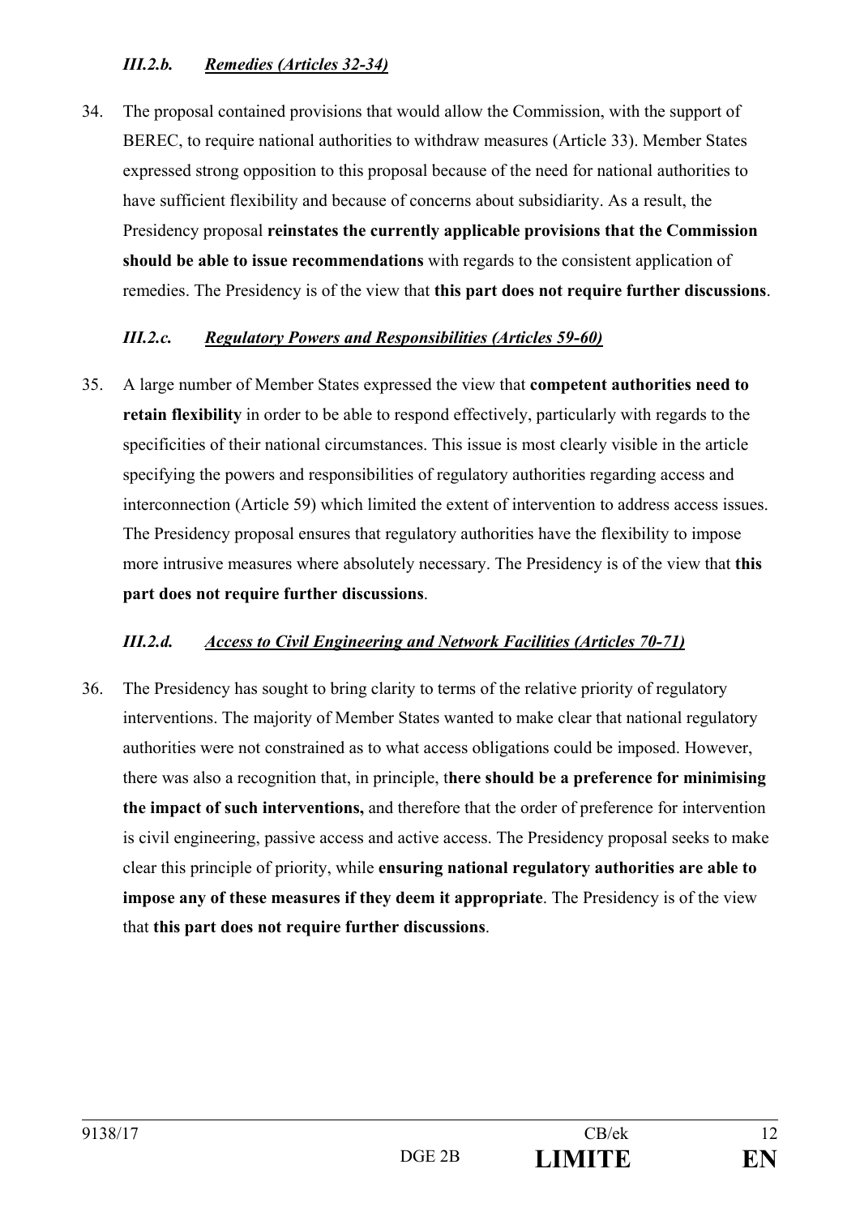### *III.2.b. Remedies (Articles 32-34)*

34. The proposal contained provisions that would allow the Commission, with the support of BEREC, to require national authorities to withdraw measures (Article 33). Member States expressed strong opposition to this proposal because of the need for national authorities to have sufficient flexibility and because of concerns about subsidiarity. As a result, the Presidency proposal **reinstates the currently applicable provisions that the Commission should be able to issue recommendations** with regards to the consistent application of remedies. The Presidency is of the view that **this part does not require further discussions**.

### *III.2.c. Regulatory Powers and Responsibilities (Articles 59-60)*

35. A large number of Member States expressed the view that **competent authorities need to retain flexibility** in order to be able to respond effectively, particularly with regards to the specificities of their national circumstances. This issue is most clearly visible in the article specifying the powers and responsibilities of regulatory authorities regarding access and interconnection (Article 59) which limited the extent of intervention to address access issues. The Presidency proposal ensures that regulatory authorities have the flexibility to impose more intrusive measures where absolutely necessary. The Presidency is of the view that **this part does not require further discussions**.

### *III.2.d. Access to Civil Engineering and Network Facilities (Articles 70-71)*

36. The Presidency has sought to bring clarity to terms of the relative priority of regulatory interventions. The majority of Member States wanted to make clear that national regulatory authorities were not constrained as to what access obligations could be imposed. However, there was also a recognition that, in principle, t**here should be a preference for minimising the impact of such interventions,** and therefore that the order of preference for intervention is civil engineering, passive access and active access. The Presidency proposal seeks to make clear this principle of priority, while **ensuring national regulatory authorities are able to impose any of these measures if they deem it appropriate**. The Presidency is of the view that **this part does not require further discussions**.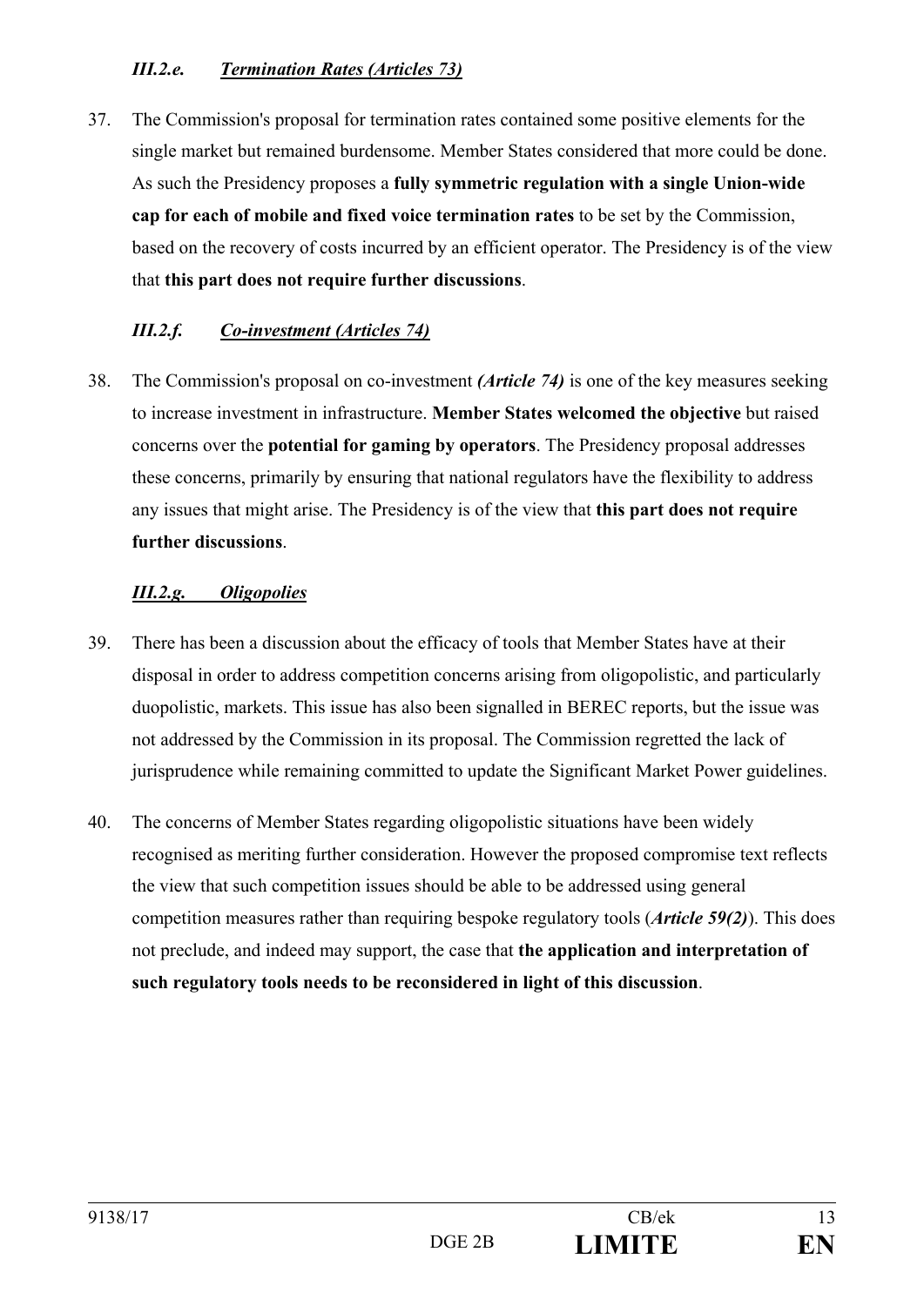### *III.2.e. Termination Rates (Articles 73)*

37. The Commission's proposal for termination rates contained some positive elements for the single market but remained burdensome. Member States considered that more could be done. As such the Presidency proposes a **fully symmetric regulation with a single Union-wide cap for each of mobile and fixed voice termination rates** to be set by the Commission, based on the recovery of costs incurred by an efficient operator. The Presidency is of the view that **this part does not require further discussions**.

### *III.2.f. Co-investment (Articles 74)*

38. The Commission's proposal on co-investment ***(Article 74)*** is one of the key measures seeking to increase investment in infrastructure. **Member States welcomed the objective** but raised concerns over the **potential for gaming by operators**. The Presidency proposal addresses these concerns, primarily by ensuring that national regulators have the flexibility to address any issues that might arise. The Presidency is of the view that **this part does not require further discussions**.

### *III.2.g. Oligopolies*

39. There has been a discussion about the efficacy of tools that Member States have at their disposal in order to address competition concerns arising from oligopolistic, and particularly duopolistic, markets. This issue has also been signalled in BEREC reports, but the issue was not addressed by the Commission in its proposal. The Commission regretted the lack of jurisprudence while remaining committed to update the Significant Market Power guidelines.

40. The concerns of Member States regarding oligopolistic situations have been widely recognised as meriting further consideration. However the proposed compromise text reflects the view that such competition issues should be able to be addressed using general competition measures rather than requiring bespoke regulatory tools (***Article 59(2)***). This does not preclude, and indeed may support, the case that **the application and interpretation of such regulatory tools needs to be reconsidered in light of this discussion**.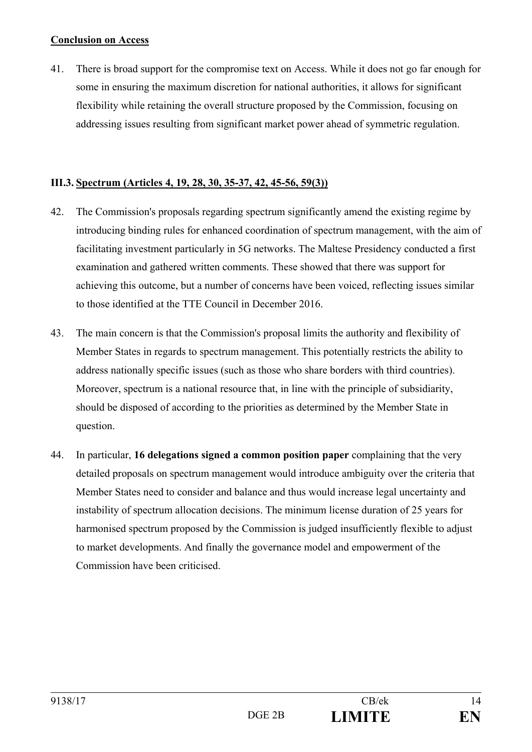**Conclusion on Access**

41. There is broad support for the compromise text on Access. While it does not go far enough for some in ensuring the maximum discretion for national authorities, it allows for significant flexibility while retaining the overall structure proposed by the Commission, focusing on addressing issues resulting from significant market power ahead of symmetric regulation.

### III.3. Spectrum (Articles 4, 19, 28, 30, 35-37, 42, 45-56, 59(3))

42. The Commission's proposals regarding spectrum significantly amend the existing regime by introducing binding rules for enhanced coordination of spectrum management, with the aim of facilitating investment particularly in 5G networks. The Maltese Presidency conducted a first examination and gathered written comments. These showed that there was support for achieving this outcome, but a number of concerns have been voiced, reflecting issues similar to those identified at the TTE Council in December 2016.

43. The main concern is that the Commission's proposal limits the authority and flexibility of Member States in regards to spectrum management. This potentially restricts the ability to address nationally specific issues (such as those who share borders with third countries). Moreover, spectrum is a national resource that, in line with the principle of subsidiarity, should be disposed of according to the priorities as determined by the Member State in question.

44. In particular, **16 delegations signed a common position paper** complaining that the very detailed proposals on spectrum management would introduce ambiguity over the criteria that Member States need to consider and balance and thus would increase legal uncertainty and instability of spectrum allocation decisions. The minimum license duration of 25 years for harmonised spectrum proposed by the Commission is judged insufficiently flexible to adjust to market developments. And finally the governance model and empowerment of the Commission have been criticised.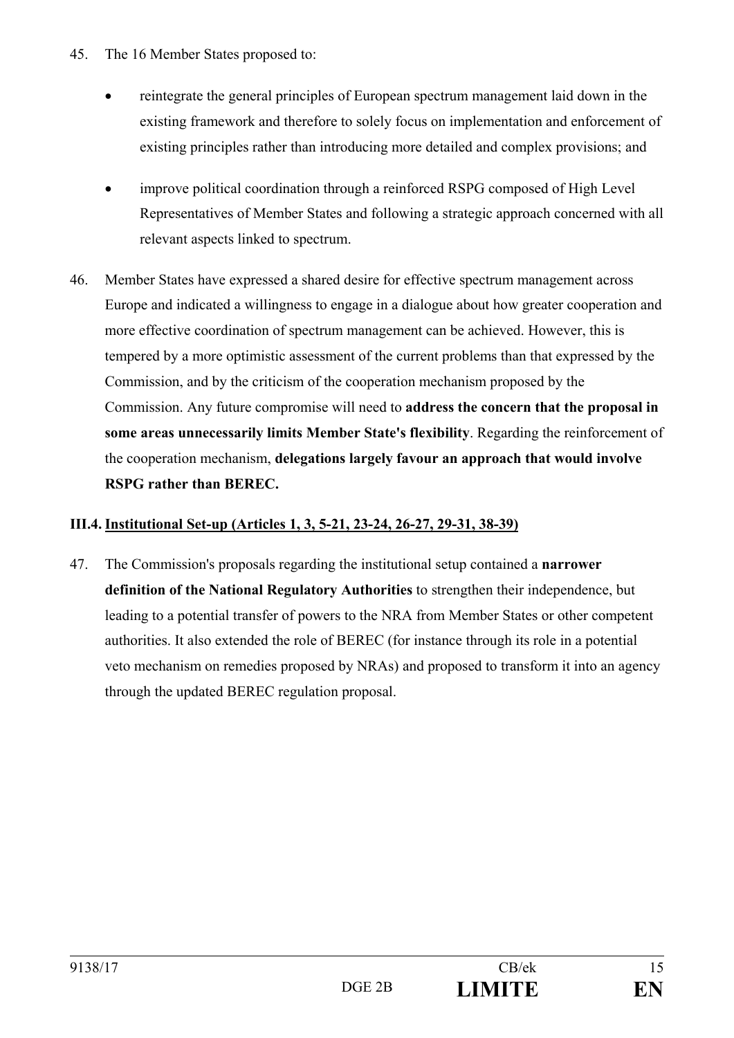45. The 16 Member States proposed to:

- reintegrate the general principles of European spectrum management laid down in the existing framework and therefore to solely focus on implementation and enforcement of existing principles rather than introducing more detailed and complex provisions; and

- improve political coordination through a reinforced RSPG composed of High Level Representatives of Member States and following a strategic approach concerned with all relevant aspects linked to spectrum.

46. Member States have expressed a shared desire for effective spectrum management across Europe and indicated a willingness to engage in a dialogue about how greater cooperation and more effective coordination of spectrum management can be achieved. However, this is tempered by a more optimistic assessment of the current problems than that expressed by the Commission, and by the criticism of the cooperation mechanism proposed by the Commission. Any future compromise will need to **address the concern that the proposal in some areas unnecessarily limits Member State's flexibility**. Regarding the reinforcement of the cooperation mechanism, **delegations largely favour an approach that would involve RSPG rather than BEREC.**

### III.4. Institutional Set-up (Articles 1, 3, 5-21, 23-24, 26-27, 29-31, 38-39)

47. The Commission's proposals regarding the institutional setup contained a **narrower definition of the National Regulatory Authorities** to strengthen their independence, but leading to a potential transfer of powers to the NRA from Member States or other competent authorities. It also extended the role of BEREC (for instance through its role in a potential veto mechanism on remedies proposed by NRAs) and proposed to transform it into an agency through the updated BEREC regulation proposal.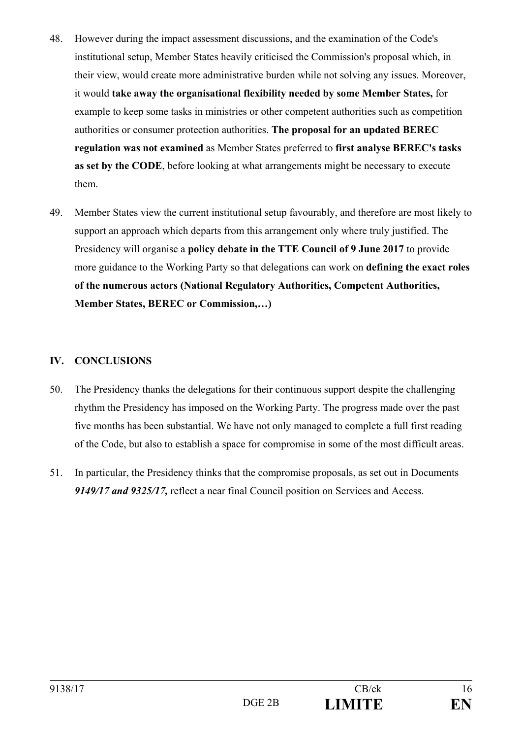48. However during the impact assessment discussions, and the examination of the Code's institutional setup, Member States heavily criticised the Commission's proposal which, in their view, would create more administrative burden while not solving any issues. Moreover, it would **take away the organisational flexibility needed by some Member States,** for example to keep some tasks in ministries or other competent authorities such as competition authorities or consumer protection authorities. **The proposal for an updated BEREC regulation was not examined** as Member States preferred to **first analyse BEREC's tasks as set by the CODE**, before looking at what arrangements might be necessary to execute them.

49. Member States view the current institutional setup favourably, and therefore are most likely to support an approach which departs from this arrangement only where truly justified. The Presidency will organise a **policy debate in the TTE Council of 9 June 2017** to provide more guidance to the Working Party so that delegations can work on **defining the exact roles of the numerous actors (National Regulatory Authorities, Competent Authorities, Member States, BEREC or Commission,…)**

## IV. CONCLUSIONS

50. The Presidency thanks the delegations for their continuous support despite the challenging rhythm the Presidency has imposed on the Working Party. The progress made over the past five months has been substantial. We have not only managed to complete a full first reading of the Code, but also to establish a space for compromise in some of the most difficult areas.

51. In particular, the Presidency thinks that the compromise proposals, as set out in Documents ***9149/17 and 9325/17,*** reflect a near final Council position on Services and Access.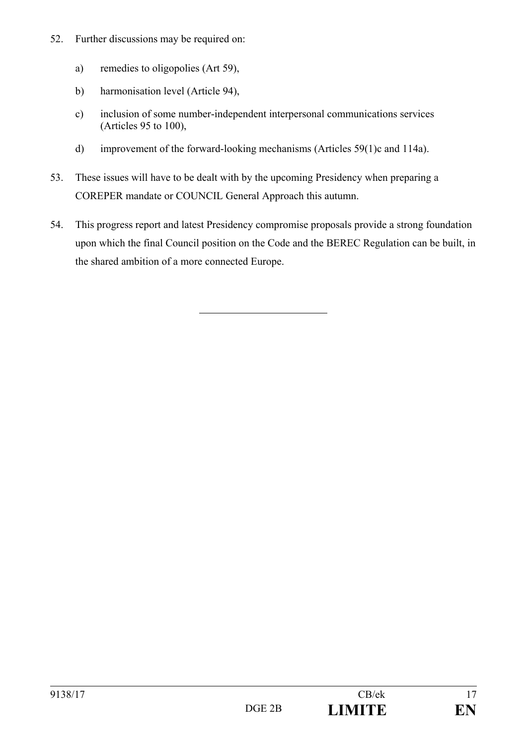52. Further discussions may be required on:

    a) remedies to oligopolies (Art 59),

    b) harmonisation level (Article 94),

    c) inclusion of some number-independent interpersonal communications services (Articles 95 to 100),

    d) improvement of the forward-looking mechanisms (Articles 59(1)c and 114a).

53. These issues will have to be dealt with by the upcoming Presidency when preparing a COREPER mandate or COUNCIL General Approach this autumn.

54. This progress report and latest Presidency compromise proposals provide a strong foundation upon which the final Council position on the Code and the BEREC Regulation can be built, in the shared ambition of a more connected Europe.